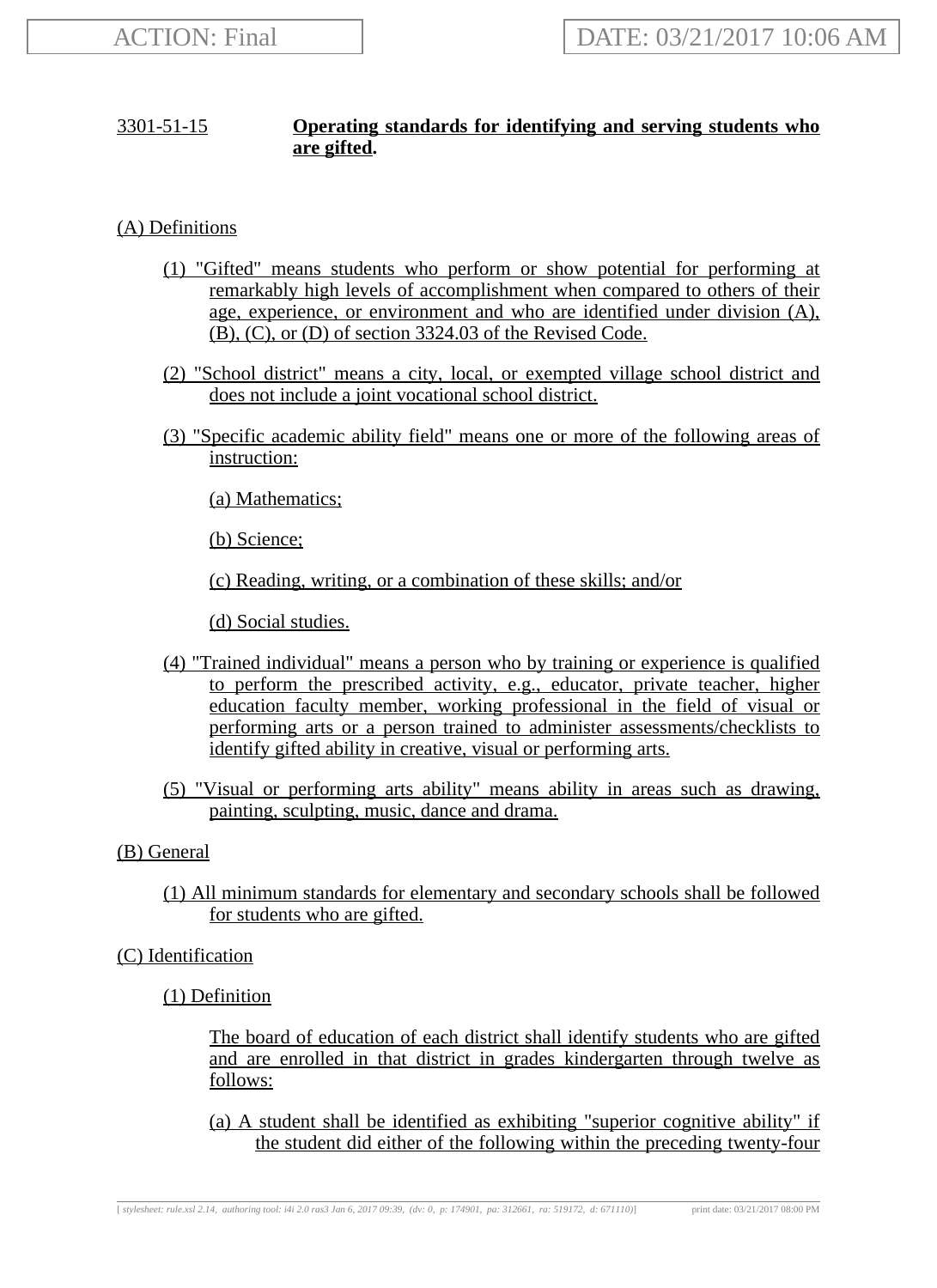**3301-51-15 Operating standards for identifying and serving students who are gifted.**

(A) Definitions

(1) "Gifted" means students who perform or show potential for performing at remarkably high levels of accomplishment when compared to others of their age, experience, or environment and who are identified under division (A), (B), (C), or (D) of section 3324.03 of the Revised Code.

(2) "School district" means a city, local, or exempted village school district and does not include a joint vocational school district.

(3) "Specific academic ability field" means one or more of the following areas of instruction:

(a) Mathematics;

(b) Science;

(c) Reading, writing, or a combination of these skills; and/or

(d) Social studies.

(4) "Trained individual" means a person who by training or experience is qualified to perform the prescribed activity, e.g., educator, private teacher, higher education faculty member, working professional in the field of visual or performing arts or a person trained to administer assessments/checklists to identify gifted ability in creative, visual or performing arts.

(5) "Visual or performing arts ability" means ability in areas such as drawing, painting, sculpting, music, dance and drama.

(B) General

(1) All minimum standards for elementary and secondary schools shall be followed for students who are gifted.

(C) Identification

(1) Definition

The board of education of each district shall identify students who are gifted and are enrolled in that district in grades kindergarten through twelve as follows:

(a) A student shall be identified as exhibiting "superior cognitive ability" if the student did either of the following within the preceding twenty-four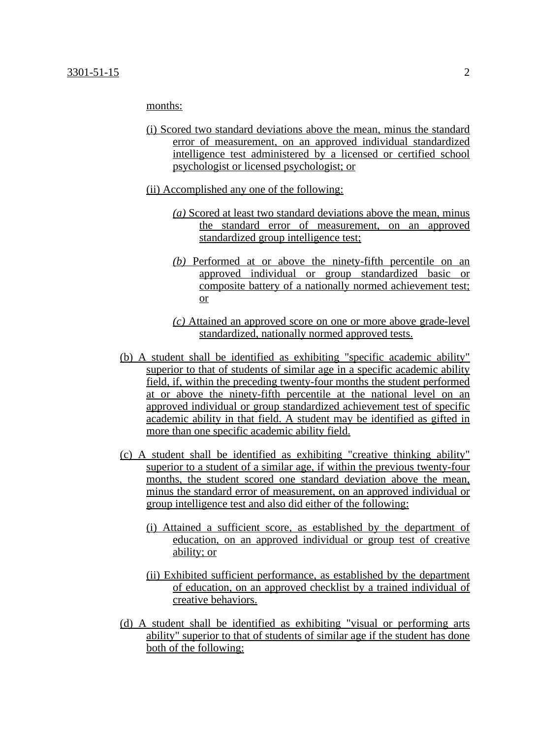months:

(i) Scored two standard deviations above the mean, minus the standard error of measurement, on an approved individual standardized intelligence test administered by a licensed or certified school psychologist or licensed psychologist; or

(ii) Accomplished any one of the following:

*(a)* Scored at least two standard deviations above the mean, minus the standard error of measurement, on an approved standardized group intelligence test;

*(b)* Performed at or above the ninety-fifth percentile on an approved individual or group standardized basic or composite battery of a nationally normed achievement test; or

*(c)* Attained an approved score on one or more above grade-level standardized, nationally normed approved tests.

(b) A student shall be identified as exhibiting "specific academic ability" superior to that of students of similar age in a specific academic ability field, if, within the preceding twenty-four months the student performed at or above the ninety-fifth percentile at the national level on an approved individual or group standardized achievement test of specific academic ability in that field. A student may be identified as gifted in more than one specific academic ability field.

(c) A student shall be identified as exhibiting "creative thinking ability" superior to a student of a similar age, if within the previous twenty-four months, the student scored one standard deviation above the mean, minus the standard error of measurement, on an approved individual or group intelligence test and also did either of the following:

(i) Attained a sufficient score, as established by the department of education, on an approved individual or group test of creative ability; or

(ii) Exhibited sufficient performance, as established by the department of education, on an approved checklist by a trained individual of creative behaviors.

(d) A student shall be identified as exhibiting "visual or performing arts ability" superior to that of students of similar age if the student has done both of the following: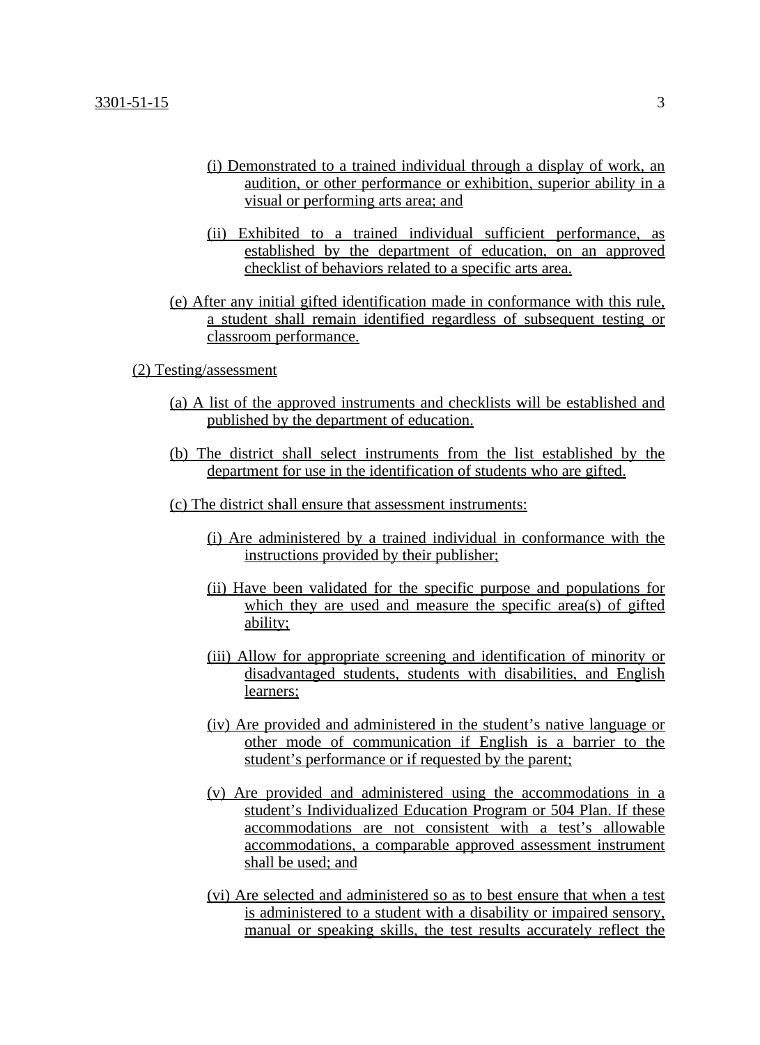(i) Demonstrated to a trained individual through a display of work, an audition, or other performance or exhibition, superior ability in a visual or performing arts area; and

(ii) Exhibited to a trained individual sufficient performance, as established by the department of education, on an approved checklist of behaviors related to a specific arts area.

(e) After any initial gifted identification made in conformance with this rule, a student shall remain identified regardless of subsequent testing or classroom performance.

(2) Testing/assessment

(a) A list of the approved instruments and checklists will be established and published by the department of education.

(b) The district shall select instruments from the list established by the department for use in the identification of students who are gifted.

(c) The district shall ensure that assessment instruments:

(i) Are administered by a trained individual in conformance with the instructions provided by their publisher;

(ii) Have been validated for the specific purpose and populations for which they are used and measure the specific area(s) of gifted ability;

(iii) Allow for appropriate screening and identification of minority or disadvantaged students, students with disabilities, and English learners;

(iv) Are provided and administered in the student's native language or other mode of communication if English is a barrier to the student's performance or if requested by the parent;

(v) Are provided and administered using the accommodations in a student's Individualized Education Program or 504 Plan. If these accommodations are not consistent with a test's allowable accommodations, a comparable approved assessment instrument shall be used; and

(vi) Are selected and administered so as to best ensure that when a test is administered to a student with a disability or impaired sensory, manual or speaking skills, the test results accurately reflect the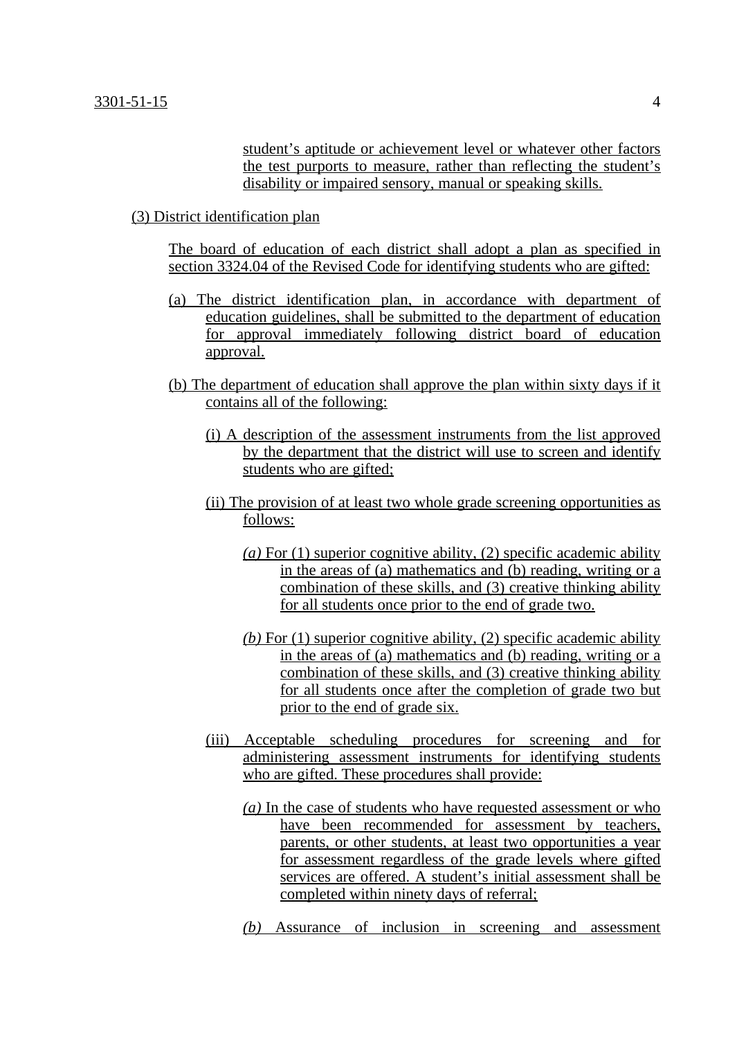student's aptitude or achievement level or whatever other factors the test purports to measure, rather than reflecting the student's disability or impaired sensory, manual or speaking skills.

(3) District identification plan

The board of education of each district shall adopt a plan as specified in section 3324.04 of the Revised Code for identifying students who are gifted:

(a) The district identification plan, in accordance with department of education guidelines, shall be submitted to the department of education for approval immediately following district board of education approval.

(b) The department of education shall approve the plan within sixty days if it contains all of the following:

(i) A description of the assessment instruments from the list approved by the department that the district will use to screen and identify students who are gifted;

(ii) The provision of at least two whole grade screening opportunities as follows:

*(a)* For (1) superior cognitive ability, (2) specific academic ability in the areas of (a) mathematics and (b) reading, writing or a combination of these skills, and (3) creative thinking ability for all students once prior to the end of grade two.

*(b)* For (1) superior cognitive ability, (2) specific academic ability in the areas of (a) mathematics and (b) reading, writing or a combination of these skills, and (3) creative thinking ability for all students once after the completion of grade two but prior to the end of grade six.

(iii) Acceptable scheduling procedures for screening and for administering assessment instruments for identifying students who are gifted. These procedures shall provide:

*(a)* In the case of students who have requested assessment or who have been recommended for assessment by teachers, parents, or other students, at least two opportunities a year for assessment regardless of the grade levels where gifted services are offered. A student's initial assessment shall be completed within ninety days of referral;

*(b)* Assurance of inclusion in screening and assessment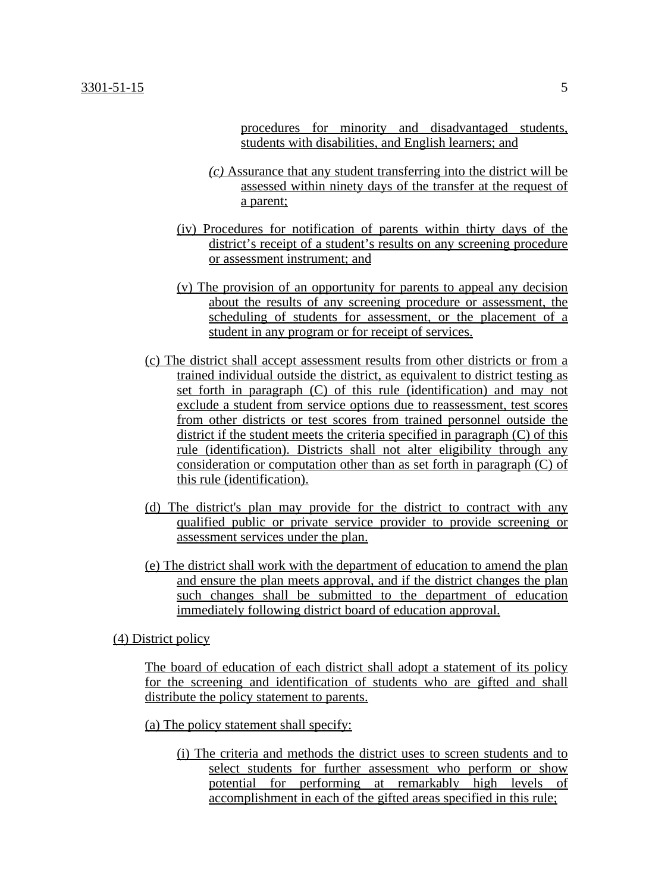procedures for minority and disadvantaged students, students with disabilities, and English learners; and

*(c)* Assurance that any student transferring into the district will be assessed within ninety days of the transfer at the request of a parent;

(iv) Procedures for notification of parents within thirty days of the district's receipt of a student's results on any screening procedure or assessment instrument; and

(v) The provision of an opportunity for parents to appeal any decision about the results of any screening procedure or assessment, the scheduling of students for assessment, or the placement of a student in any program or for receipt of services.

(c) The district shall accept assessment results from other districts or from a trained individual outside the district, as equivalent to district testing as set forth in paragraph (C) of this rule (identification) and may not exclude a student from service options due to reassessment, test scores from other districts or test scores from trained personnel outside the district if the student meets the criteria specified in paragraph (C) of this rule (identification). Districts shall not alter eligibility through any consideration or computation other than as set forth in paragraph (C) of this rule (identification).

(d) The district's plan may provide for the district to contract with any qualified public or private service provider to provide screening or assessment services under the plan.

(e) The district shall work with the department of education to amend the plan and ensure the plan meets approval, and if the district changes the plan such changes shall be submitted to the department of education immediately following district board of education approval.

(4) District policy

The board of education of each district shall adopt a statement of its policy for the screening and identification of students who are gifted and shall distribute the policy statement to parents.

(a) The policy statement shall specify:

(i) The criteria and methods the district uses to screen students and to select students for further assessment who perform or show potential for performing at remarkably high levels of accomplishment in each of the gifted areas specified in this rule;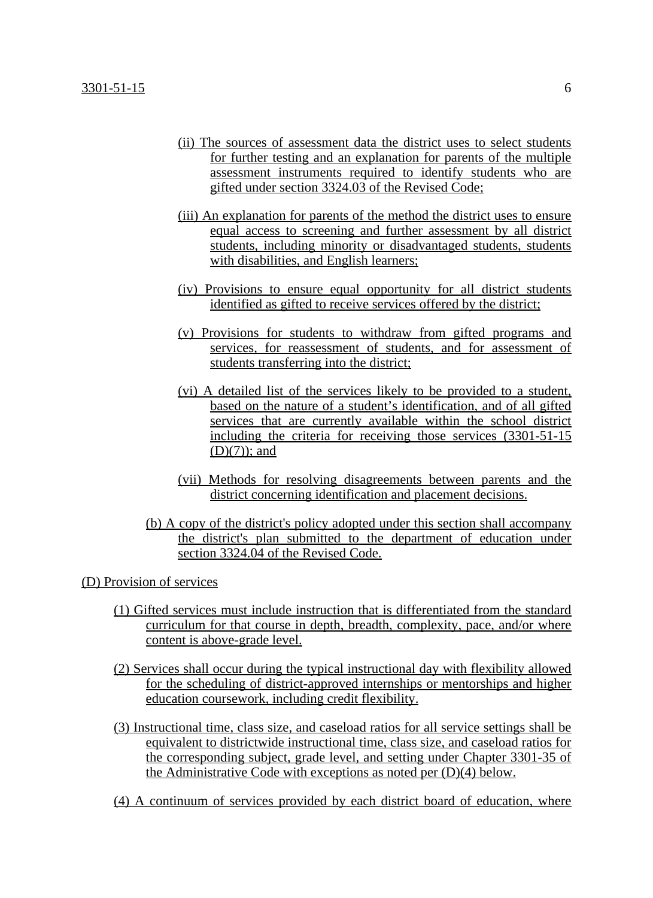(ii) The sources of assessment data the district uses to select students for further testing and an explanation for parents of the multiple assessment instruments required to identify students who are gifted under section 3324.03 of the Revised Code;

(iii) An explanation for parents of the method the district uses to ensure equal access to screening and further assessment by all district students, including minority or disadvantaged students, students with disabilities, and English learners;

(iv) Provisions to ensure equal opportunity for all district students identified as gifted to receive services offered by the district;

(v) Provisions for students to withdraw from gifted programs and services, for reassessment of students, and for assessment of students transferring into the district;

(vi) A detailed list of the services likely to be provided to a student, based on the nature of a student's identification, and of all gifted services that are currently available within the school district including the criteria for receiving those services (3301-51-15 (D)(7)); and

(vii) Methods for resolving disagreements between parents and the district concerning identification and placement decisions.

(b) A copy of the district's policy adopted under this section shall accompany the district's plan submitted to the department of education under section 3324.04 of the Revised Code.

(D) Provision of services

(1) Gifted services must include instruction that is differentiated from the standard curriculum for that course in depth, breadth, complexity, pace, and/or where content is above-grade level.

(2) Services shall occur during the typical instructional day with flexibility allowed for the scheduling of district-approved internships or mentorships and higher education coursework, including credit flexibility.

(3) Instructional time, class size, and caseload ratios for all service settings shall be equivalent to districtwide instructional time, class size, and caseload ratios for the corresponding subject, grade level, and setting under Chapter 3301-35 of the Administrative Code with exceptions as noted per (D)(4) below.

(4) A continuum of services provided by each district board of education, where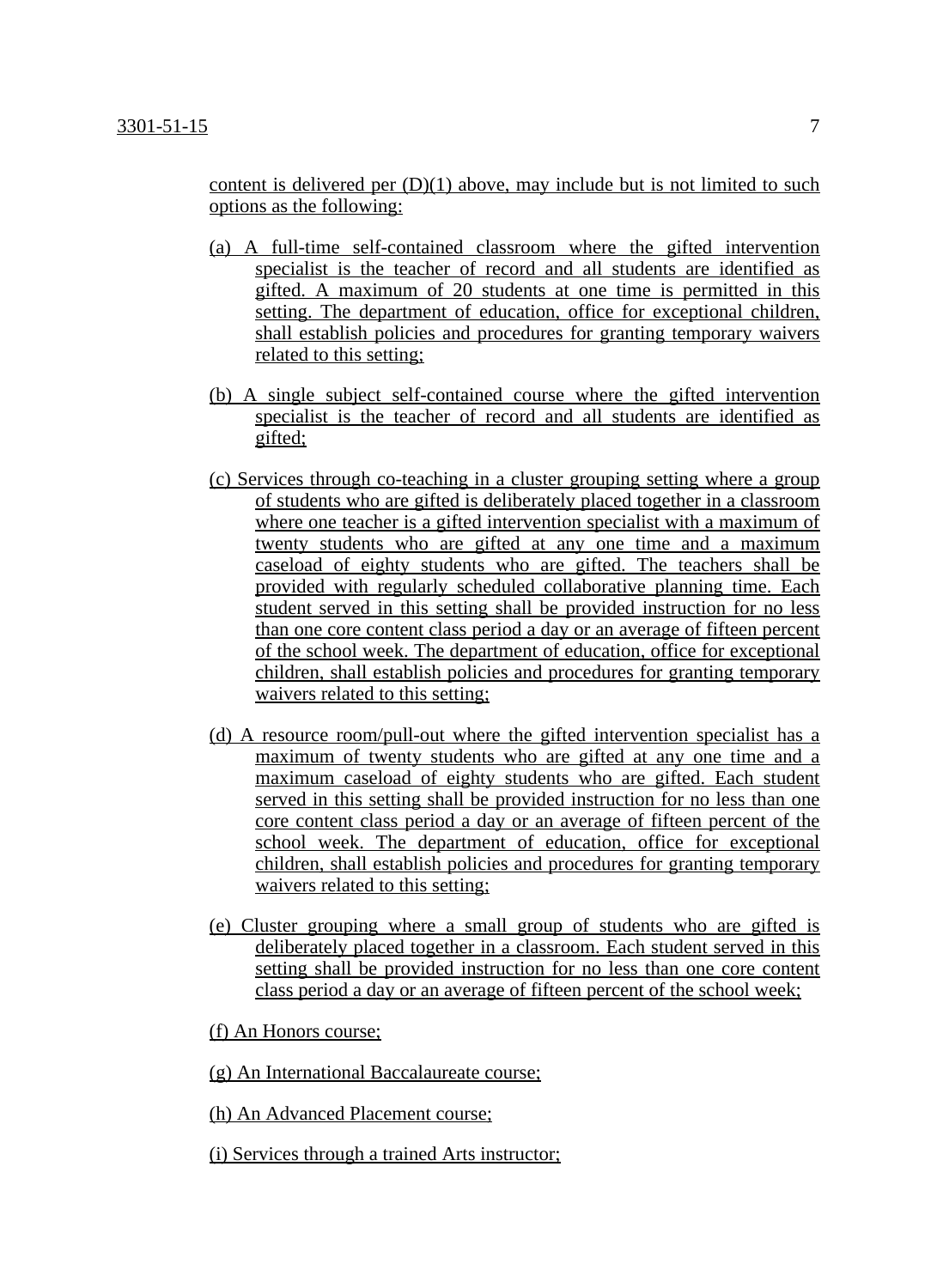content is delivered per (D)(1) above, may include but is not limited to such options as the following:

(a) A full-time self-contained classroom where the gifted intervention specialist is the teacher of record and all students are identified as gifted. A maximum of 20 students at one time is permitted in this setting. The department of education, office for exceptional children, shall establish policies and procedures for granting temporary waivers related to this setting;

(b) A single subject self-contained course where the gifted intervention specialist is the teacher of record and all students are identified as gifted;

(c) Services through co-teaching in a cluster grouping setting where a group of students who are gifted is deliberately placed together in a classroom where one teacher is a gifted intervention specialist with a maximum of twenty students who are gifted at any one time and a maximum caseload of eighty students who are gifted. The teachers shall be provided with regularly scheduled collaborative planning time. Each student served in this setting shall be provided instruction for no less than one core content class period a day or an average of fifteen percent of the school week. The department of education, office for exceptional children, shall establish policies and procedures for granting temporary waivers related to this setting;

(d) A resource room/pull-out where the gifted intervention specialist has a maximum of twenty students who are gifted at any one time and a maximum caseload of eighty students who are gifted. Each student served in this setting shall be provided instruction for no less than one core content class period a day or an average of fifteen percent of the school week. The department of education, office for exceptional children, shall establish policies and procedures for granting temporary waivers related to this setting;

(e) Cluster grouping where a small group of students who are gifted is deliberately placed together in a classroom. Each student served in this setting shall be provided instruction for no less than one core content class period a day or an average of fifteen percent of the school week;

(f) An Honors course;

(g) An International Baccalaureate course;

(h) An Advanced Placement course;

(i) Services through a trained Arts instructor;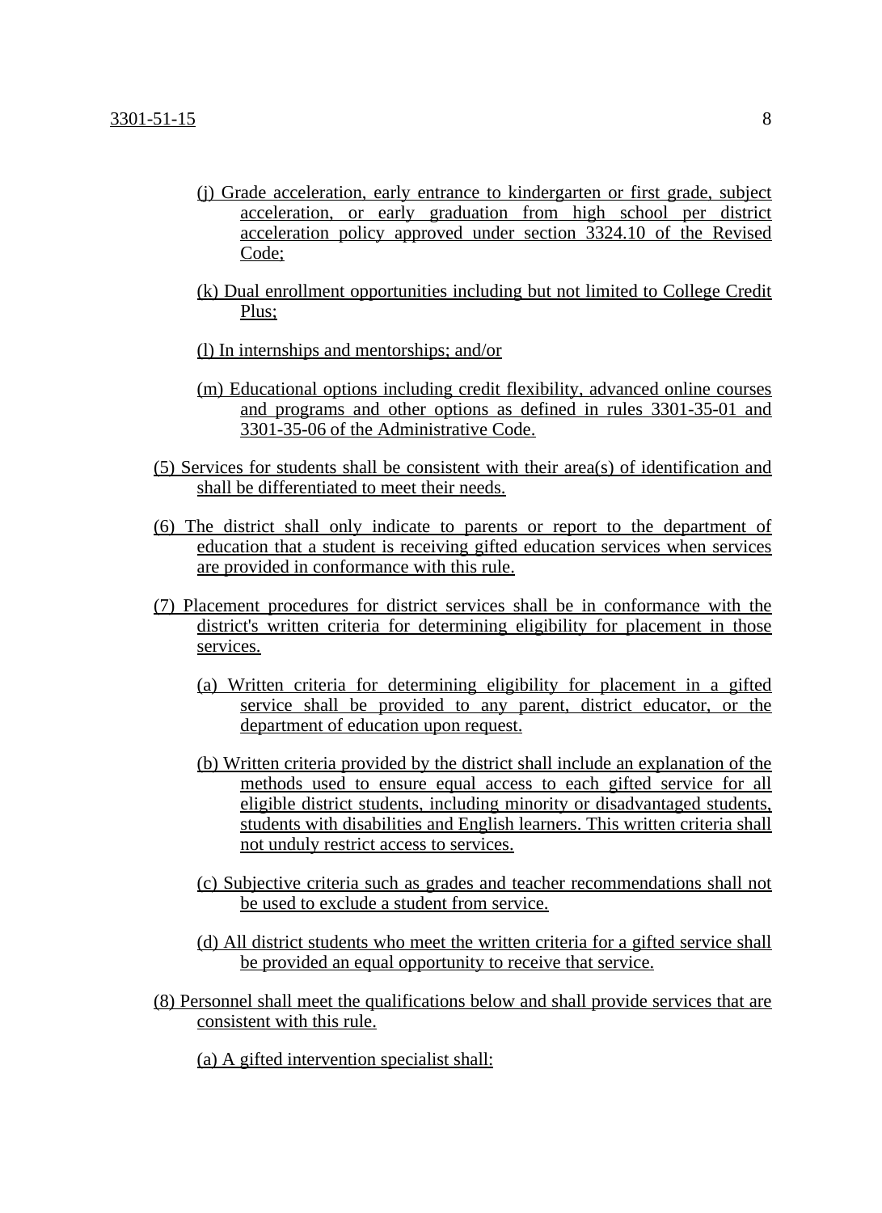(j) Grade acceleration, early entrance to kindergarten or first grade, subject acceleration, or early graduation from high school per district acceleration policy approved under section 3324.10 of the Revised Code;

(k) Dual enrollment opportunities including but not limited to College Credit Plus;

(l) In internships and mentorships; and/or

(m) Educational options including credit flexibility, advanced online courses and programs and other options as defined in rules 3301-35-01 and 3301-35-06 of the Administrative Code.

(5) Services for students shall be consistent with their area(s) of identification and shall be differentiated to meet their needs.

(6) The district shall only indicate to parents or report to the department of education that a student is receiving gifted education services when services are provided in conformance with this rule.

(7) Placement procedures for district services shall be in conformance with the district's written criteria for determining eligibility for placement in those services.

(a) Written criteria for determining eligibility for placement in a gifted service shall be provided to any parent, district educator, or the department of education upon request.

(b) Written criteria provided by the district shall include an explanation of the methods used to ensure equal access to each gifted service for all eligible district students, including minority or disadvantaged students, students with disabilities and English learners. This written criteria shall not unduly restrict access to services.

(c) Subjective criteria such as grades and teacher recommendations shall not be used to exclude a student from service.

(d) All district students who meet the written criteria for a gifted service shall be provided an equal opportunity to receive that service.

(8) Personnel shall meet the qualifications below and shall provide services that are consistent with this rule.

(a) A gifted intervention specialist shall: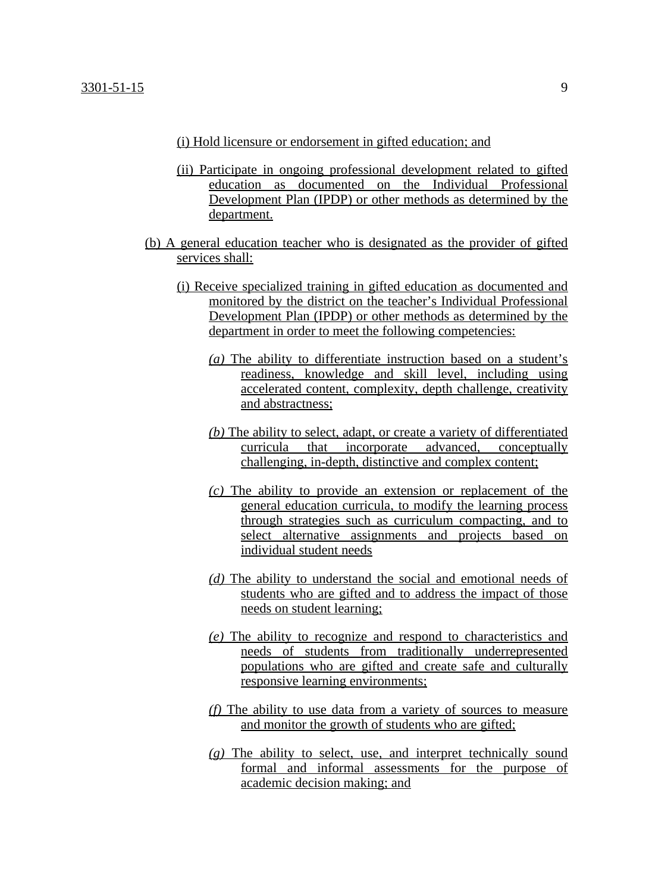(i) Hold licensure or endorsement in gifted education; and

(ii) Participate in ongoing professional development related to gifted education as documented on the Individual Professional Development Plan (IPDP) or other methods as determined by the department.

(b) A general education teacher who is designated as the provider of gifted services shall:

(i) Receive specialized training in gifted education as documented and monitored by the district on the teacher's Individual Professional Development Plan (IPDP) or other methods as determined by the department in order to meet the following competencies:

*(a)* The ability to differentiate instruction based on a student's readiness, knowledge and skill level, including using accelerated content, complexity, depth challenge, creativity and abstractness;

*(b)* The ability to select, adapt, or create a variety of differentiated curricula that incorporate advanced, conceptually challenging, in-depth, distinctive and complex content;

*(c)* The ability to provide an extension or replacement of the general education curricula, to modify the learning process through strategies such as curriculum compacting, and to select alternative assignments and projects based on individual student needs

*(d)* The ability to understand the social and emotional needs of students who are gifted and to address the impact of those needs on student learning;

*(e)* The ability to recognize and respond to characteristics and needs of students from traditionally underrepresented populations who are gifted and create safe and culturally responsive learning environments;

*(f)* The ability to use data from a variety of sources to measure and monitor the growth of students who are gifted;

*(g)* The ability to select, use, and interpret technically sound formal and informal assessments for the purpose of academic decision making; and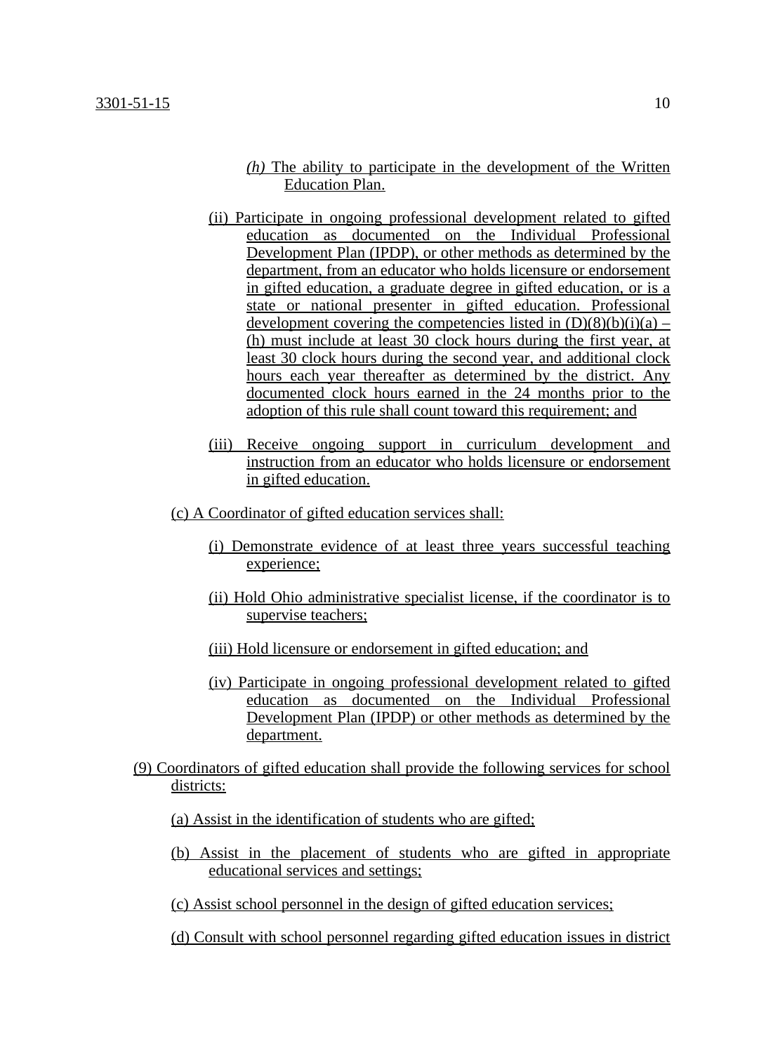(h) The ability to participate in the development of the Written Education Plan.

(ii) Participate in ongoing professional development related to gifted education as documented on the Individual Professional Development Plan (IPDP), or other methods as determined by the department, from an educator who holds licensure or endorsement in gifted education, a graduate degree in gifted education, or is a state or national presenter in gifted education. Professional development covering the competencies listed in (D)(8)(b)(i)(a) – (h) must include at least 30 clock hours during the first year, at least 30 clock hours during the second year, and additional clock hours each year thereafter as determined by the district. Any documented clock hours earned in the 24 months prior to the adoption of this rule shall count toward this requirement; and

(iii) Receive ongoing support in curriculum development and instruction from an educator who holds licensure or endorsement in gifted education.

(c) A Coordinator of gifted education services shall:

(i) Demonstrate evidence of at least three years successful teaching experience;

(ii) Hold Ohio administrative specialist license, if the coordinator is to supervise teachers;

(iii) Hold licensure or endorsement in gifted education; and

(iv) Participate in ongoing professional development related to gifted education as documented on the Individual Professional Development Plan (IPDP) or other methods as determined by the department.

(9) Coordinators of gifted education shall provide the following services for school districts:

(a) Assist in the identification of students who are gifted;

(b) Assist in the placement of students who are gifted in appropriate educational services and settings;

(c) Assist school personnel in the design of gifted education services;

(d) Consult with school personnel regarding gifted education issues in district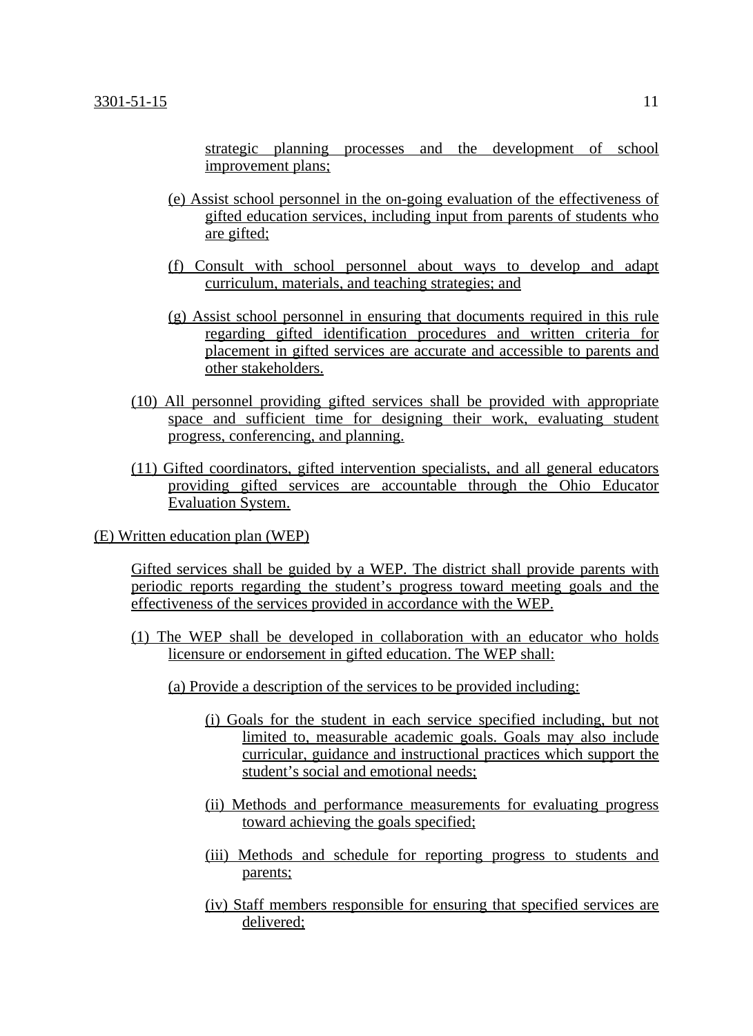strategic planning processes and the development of school improvement plans;

(e) Assist school personnel in the on-going evaluation of the effectiveness of gifted education services, including input from parents of students who are gifted;

(f) Consult with school personnel about ways to develop and adapt curriculum, materials, and teaching strategies; and

(g) Assist school personnel in ensuring that documents required in this rule regarding gifted identification procedures and written criteria for placement in gifted services are accurate and accessible to parents and other stakeholders.

(10) All personnel providing gifted services shall be provided with appropriate space and sufficient time for designing their work, evaluating student progress, conferencing, and planning.

(11) Gifted coordinators, gifted intervention specialists, and all general educators providing gifted services are accountable through the Ohio Educator Evaluation System.

(E) Written education plan (WEP)

Gifted services shall be guided by a WEP. The district shall provide parents with periodic reports regarding the student's progress toward meeting goals and the effectiveness of the services provided in accordance with the WEP.

(1) The WEP shall be developed in collaboration with an educator who holds licensure or endorsement in gifted education. The WEP shall:

(a) Provide a description of the services to be provided including:

(i) Goals for the student in each service specified including, but not limited to, measurable academic goals. Goals may also include curricular, guidance and instructional practices which support the student's social and emotional needs;

(ii) Methods and performance measurements for evaluating progress toward achieving the goals specified;

(iii) Methods and schedule for reporting progress to students and parents;

(iv) Staff members responsible for ensuring that specified services are delivered;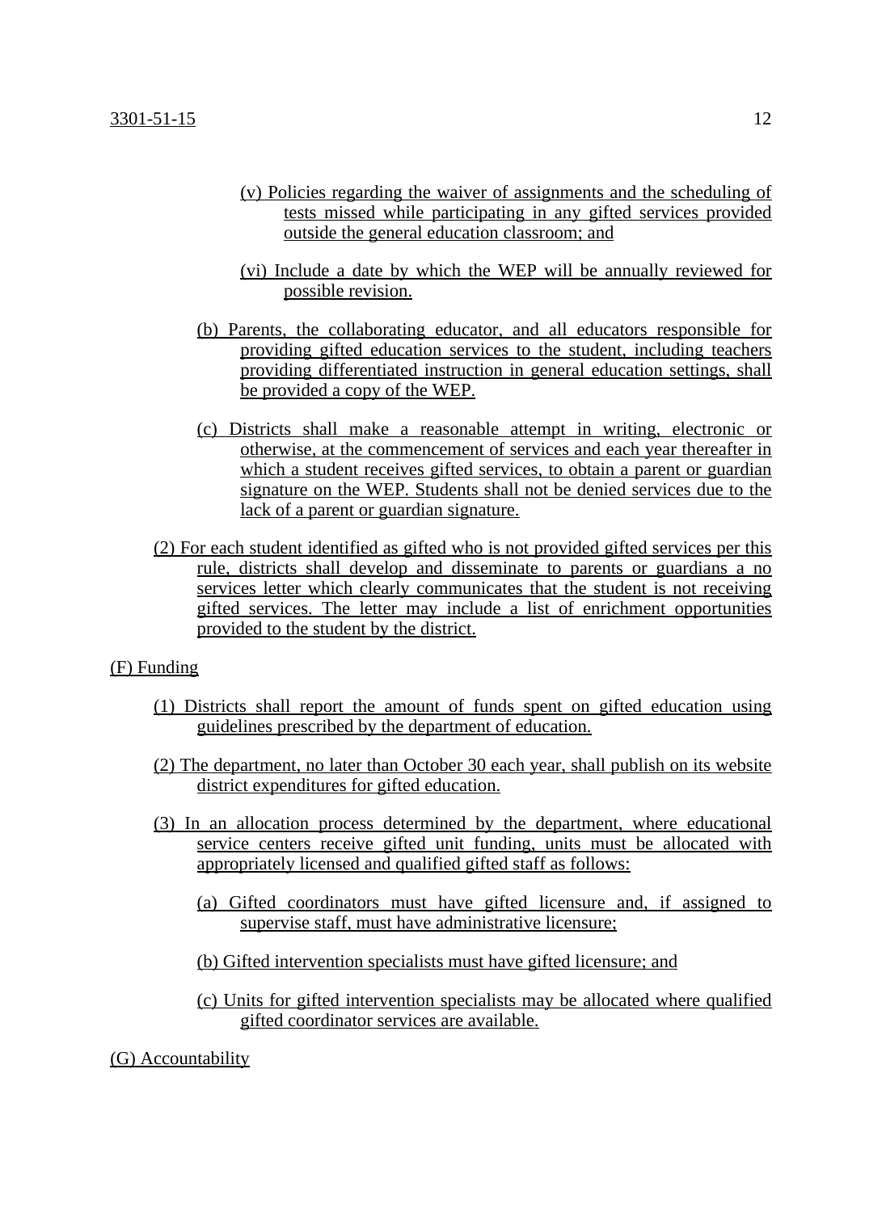(v) Policies regarding the waiver of assignments and the scheduling of tests missed while participating in any gifted services provided outside the general education classroom; and

(vi) Include a date by which the WEP will be annually reviewed for possible revision.

(b) Parents, the collaborating educator, and all educators responsible for providing gifted education services to the student, including teachers providing differentiated instruction in general education settings, shall be provided a copy of the WEP.

(c) Districts shall make a reasonable attempt in writing, electronic or otherwise, at the commencement of services and each year thereafter in which a student receives gifted services, to obtain a parent or guardian signature on the WEP. Students shall not be denied services due to the lack of a parent or guardian signature.

(2) For each student identified as gifted who is not provided gifted services per this rule, districts shall develop and disseminate to parents or guardians a no services letter which clearly communicates that the student is not receiving gifted services. The letter may include a list of enrichment opportunities provided to the student by the district.

(F) Funding

(1) Districts shall report the amount of funds spent on gifted education using guidelines prescribed by the department of education.

(2) The department, no later than October 30 each year, shall publish on its website district expenditures for gifted education.

(3) In an allocation process determined by the department, where educational service centers receive gifted unit funding, units must be allocated with appropriately licensed and qualified gifted staff as follows:

(a) Gifted coordinators must have gifted licensure and, if assigned to supervise staff, must have administrative licensure;

(b) Gifted intervention specialists must have gifted licensure; and

(c) Units for gifted intervention specialists may be allocated where qualified gifted coordinator services are available.

(G) Accountability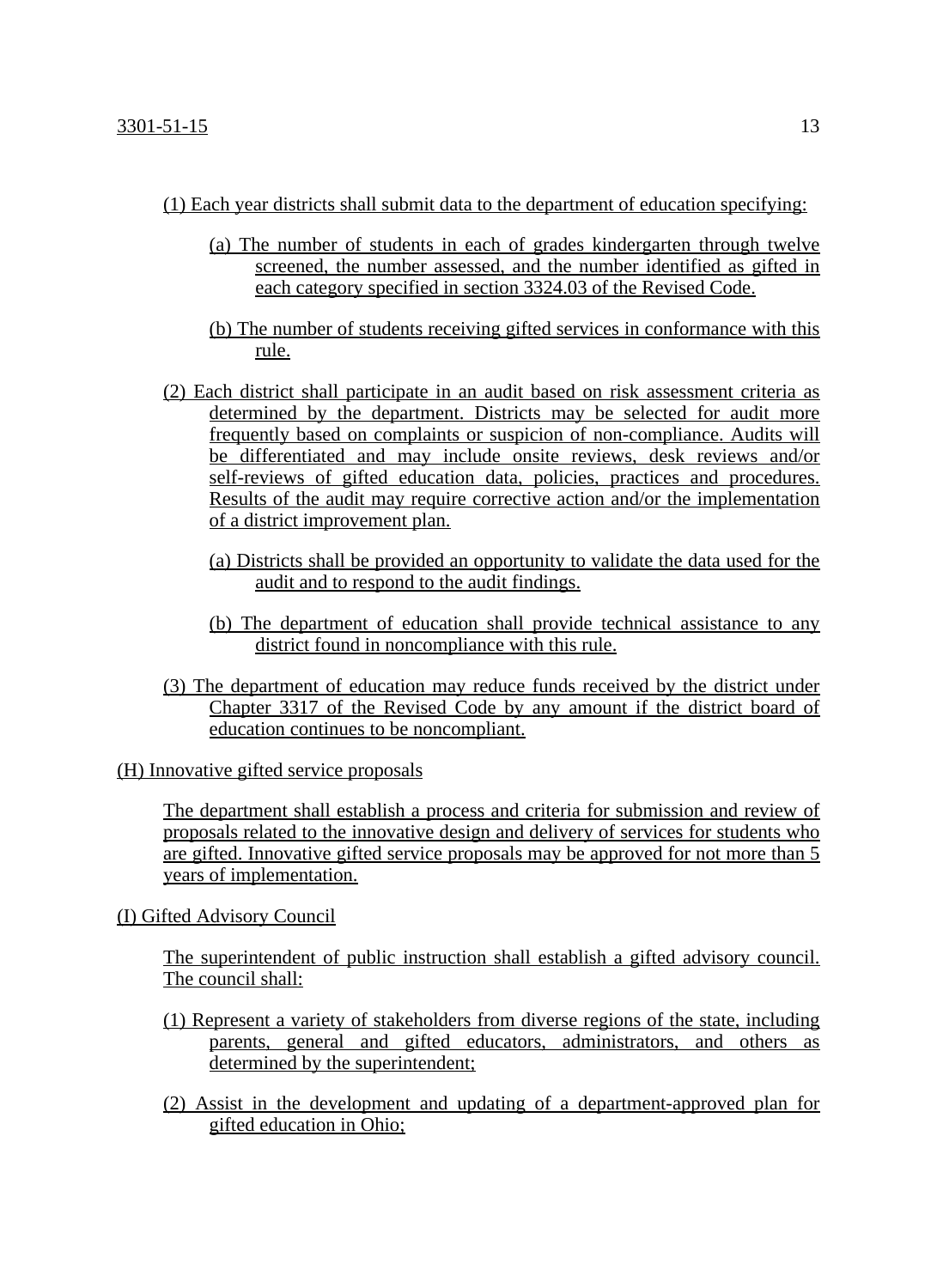(1) Each year districts shall submit data to the department of education specifying:

(a) The number of students in each of grades kindergarten through twelve screened, the number assessed, and the number identified as gifted in each category specified in section 3324.03 of the Revised Code.

(b) The number of students receiving gifted services in conformance with this rule.

(2) Each district shall participate in an audit based on risk assessment criteria as determined by the department. Districts may be selected for audit more frequently based on complaints or suspicion of non-compliance. Audits will be differentiated and may include onsite reviews, desk reviews and/or self-reviews of gifted education data, policies, practices and procedures. Results of the audit may require corrective action and/or the implementation of a district improvement plan.

(a) Districts shall be provided an opportunity to validate the data used for the audit and to respond to the audit findings.

(b) The department of education shall provide technical assistance to any district found in noncompliance with this rule.

(3) The department of education may reduce funds received by the district under Chapter 3317 of the Revised Code by any amount if the district board of education continues to be noncompliant.

(H) Innovative gifted service proposals

The department shall establish a process and criteria for submission and review of proposals related to the innovative design and delivery of services for students who are gifted. Innovative gifted service proposals may be approved for not more than 5 years of implementation.

(I) Gifted Advisory Council

The superintendent of public instruction shall establish a gifted advisory council. The council shall:

(1) Represent a variety of stakeholders from diverse regions of the state, including parents, general and gifted educators, administrators, and others as determined by the superintendent;

(2) Assist in the development and updating of a department-approved plan for gifted education in Ohio;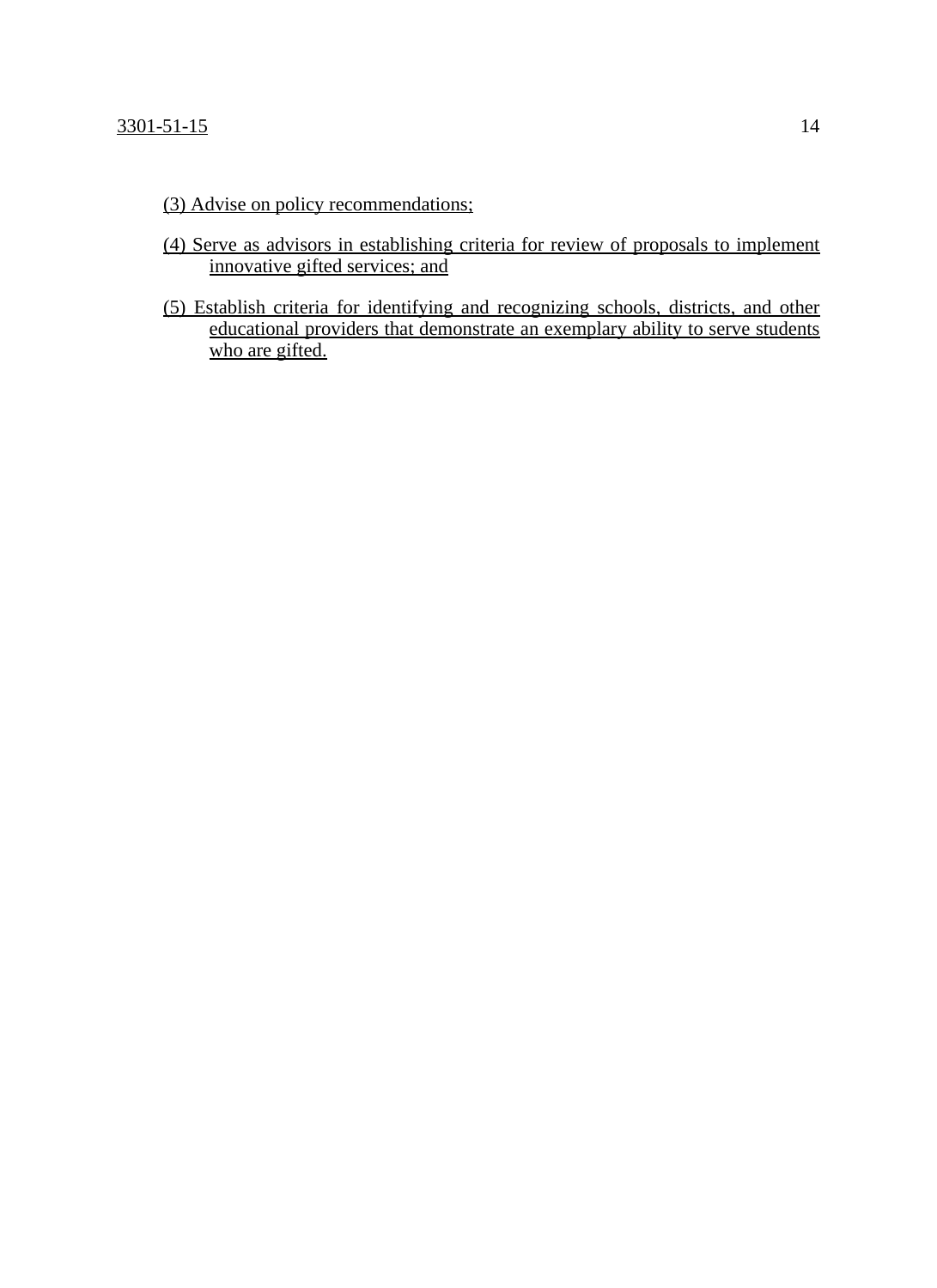(3) Advise on policy recommendations;

(4) Serve as advisors in establishing criteria for review of proposals to implement innovative gifted services; and

(5) Establish criteria for identifying and recognizing schools, districts, and other educational providers that demonstrate an exemplary ability to serve students who are gifted.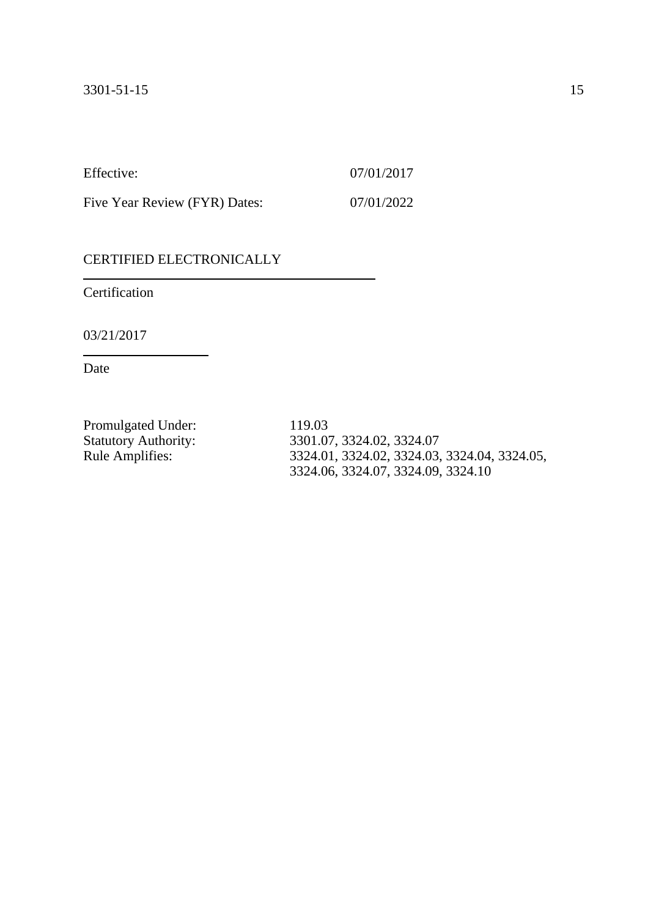Effective: 07/01/2017

Five Year Review (FYR) Dates: 07/01/2022

CERTIFIED ELECTRONICALLY

Certification

03/21/2017

Date

| | |
|---|---|
| Promulgated Under: | 119.03 |
| Statutory Authority: | 3301.07, 3324.02, 3324.07 |
| Rule Amplifies: | 3324.01, 3324.02, 3324.03, 3324.04, 3324.05, 3324.06, 3324.07, 3324.09, 3324.10 |